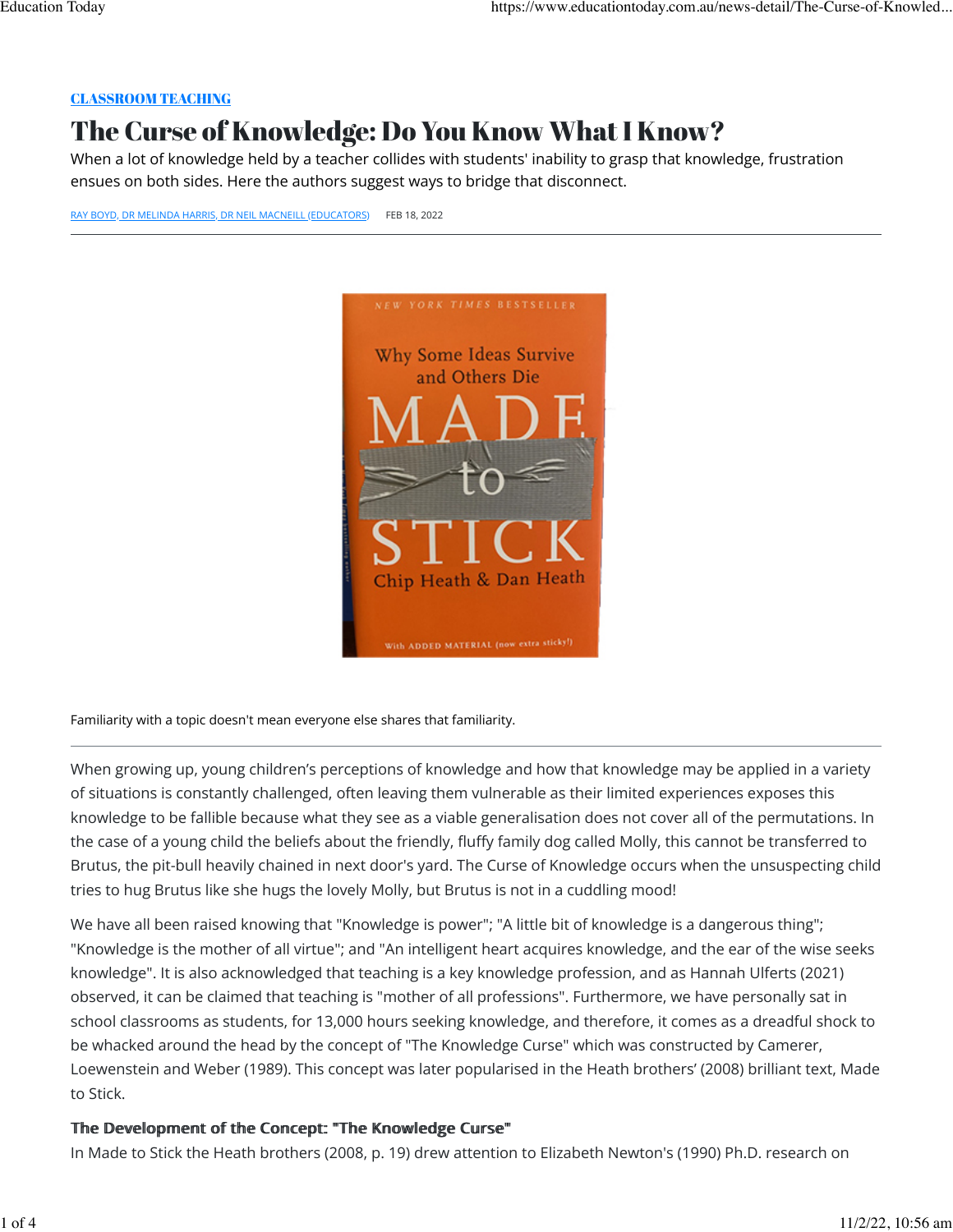CLASSROOM TEACHING

# The Curse of Knowledge: Do You Know What I Know?

When a lot of knowledge held by a teacher collides with students' inability to grasp that knowledge, frustration ensues on both sides. Here the authors suggest ways to bridge that disconnect.

RAY BOYD, DR MELINDA HARRIS, DR NEIL MACNEILL (EDUCATORS)    FEB 18, 2022

Familiarity with a topic doesn't mean everyone else shares that familiarity.

When growing up, young children's perceptions of knowledge and how that knowledge may be applied in a variety of situations is constantly challenged, often leaving them vulnerable as their limited experiences exposes this knowledge to be fallible because what they see as a viable generalisation does not cover all of the permutations. In the case of a young child the beliefs about the friendly, fluffy family dog called Molly, this cannot be transferred to Brutus, the pit-bull heavily chained in next door's yard. The Curse of Knowledge occurs when the unsuspecting child tries to hug Brutus like she hugs the lovely Molly, but Brutus is not in a cuddling mood!

We have all been raised knowing that "Knowledge is power"; "A little bit of knowledge is a dangerous thing"; "Knowledge is the mother of all virtue"; and "An intelligent heart acquires knowledge, and the ear of the wise seeks knowledge". It is also acknowledged that teaching is a key knowledge profession, and as Hannah Ulferts (2021) observed, it can be claimed that teaching is "mother of all professions". Furthermore, we have personally sat in school classrooms as students, for 13,000 hours seeking knowledge, and therefore, it comes as a dreadful shock to be whacked around the head by the concept of "The Knowledge Curse" which was constructed by Camerer, Loewenstein and Weber (1989). This concept was later popularised in the Heath brothers' (2008) brilliant text, Made to Stick.

### The Development of the Concept: "The Knowledge Curse"

In Made to Stick the Heath brothers (2008, p. 19) drew attention to Elizabeth Newton's (1990) Ph.D. research on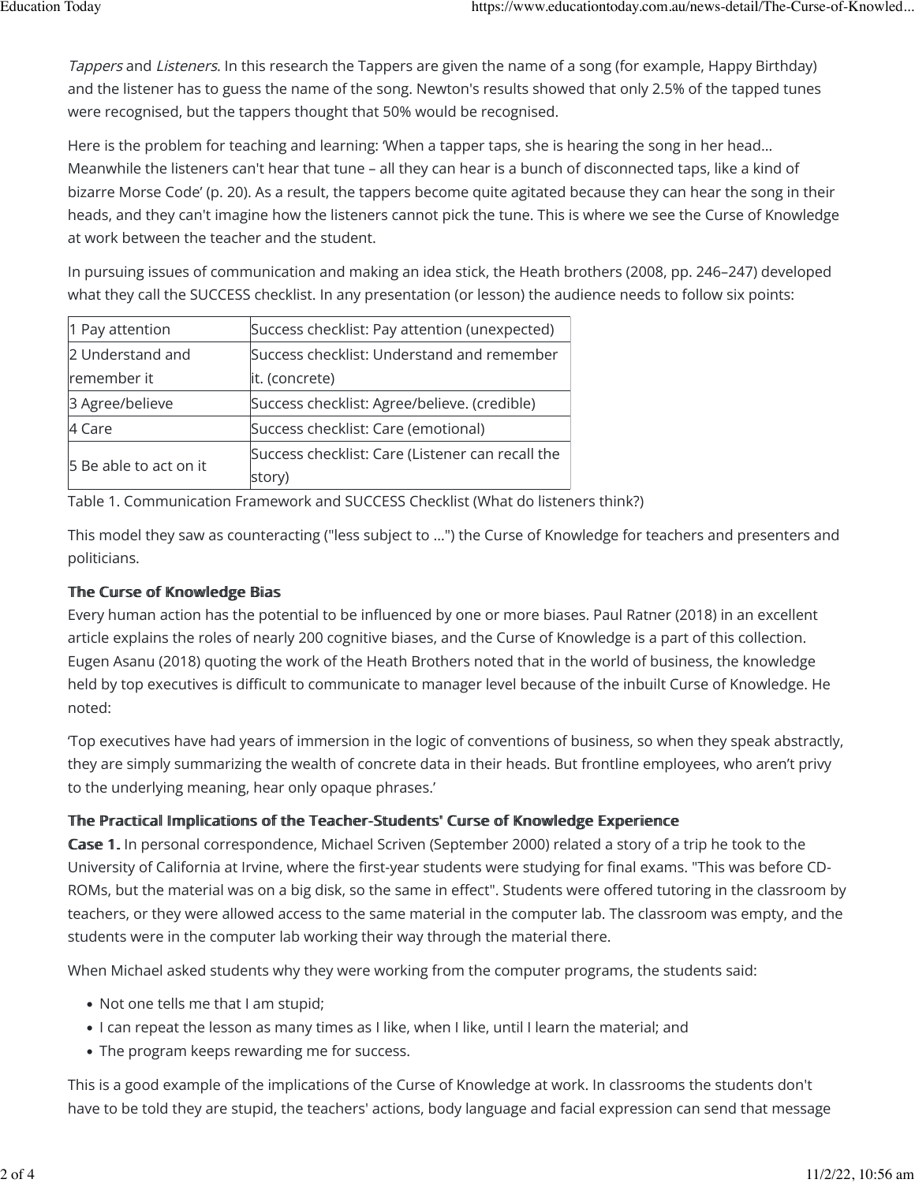*Tappers* and *Listeners*. In this research the Tappers are given the name of a song (for example, Happy Birthday) and the listener has to guess the name of the song. Newton's results showed that only 2.5% of the tapped tunes were recognised, but the tappers thought that 50% would be recognised.

Here is the problem for teaching and learning: 'When a tapper taps, she is hearing the song in her head... Meanwhile the listeners can't hear that tune – all they can hear is a bunch of disconnected taps, like a kind of bizarre Morse Code' (p. 20). As a result, the tappers become quite agitated because they can hear the song in their heads, and they can't imagine how the listeners cannot pick the tune. This is where we see the Curse of Knowledge at work between the teacher and the student.

In pursuing issues of communication and making an idea stick, the Heath brothers (2008, pp. 246–247) developed what they call the SUCCESS checklist. In any presentation (or lesson) the audience needs to follow six points:

| 1 Pay attention | Success checklist: Pay attention (unexpected) |
|---|---|
| 2 Understand and remember it | Success checklist: Understand and remember it. (concrete) |
| 3 Agree/believe | Success checklist: Agree/believe. (credible) |
| 4 Care | Success checklist: Care (emotional) |
| 5 Be able to act on it | Success checklist: Care (Listener can recall the story) |

Table 1. Communication Framework and SUCCESS Checklist (What do listeners think?)

This model they saw as counteracting ("less subject to ...") the Curse of Knowledge for teachers and presenters and politicians.

### The Curse of Knowledge Bias

Every human action has the potential to be influenced by one or more biases. Paul Ratner (2018) in an excellent article explains the roles of nearly 200 cognitive biases, and the Curse of Knowledge is a part of this collection. Eugen Asanu (2018) quoting the work of the Heath Brothers noted that in the world of business, the knowledge held by top executives is difficult to communicate to manager level because of the inbuilt Curse of Knowledge. He noted:

'Top executives have had years of immersion in the logic of conventions of business, so when they speak abstractly, they are simply summarizing the wealth of concrete data in their heads. But frontline employees, who aren't privy to the underlying meaning, hear only opaque phrases.'

### The Practical Implications of the Teacher-Students' Curse of Knowledge Experience

**Case 1.** In personal correspondence, Michael Scriven (September 2000) related a story of a trip he took to the University of California at Irvine, where the first-year students were studying for final exams. "This was before CD-ROMs, but the material was on a big disk, so the same in effect". Students were offered tutoring in the classroom by teachers, or they were allowed access to the same material in the computer lab. The classroom was empty, and the students were in the computer lab working their way through the material there.

When Michael asked students why they were working from the computer programs, the students said:

- Not one tells me that I am stupid;
- I can repeat the lesson as many times as I like, when I like, until I learn the material; and
- The program keeps rewarding me for success.

This is a good example of the implications of the Curse of Knowledge at work. In classrooms the students don't have to be told they are stupid, the teachers' actions, body language and facial expression can send that message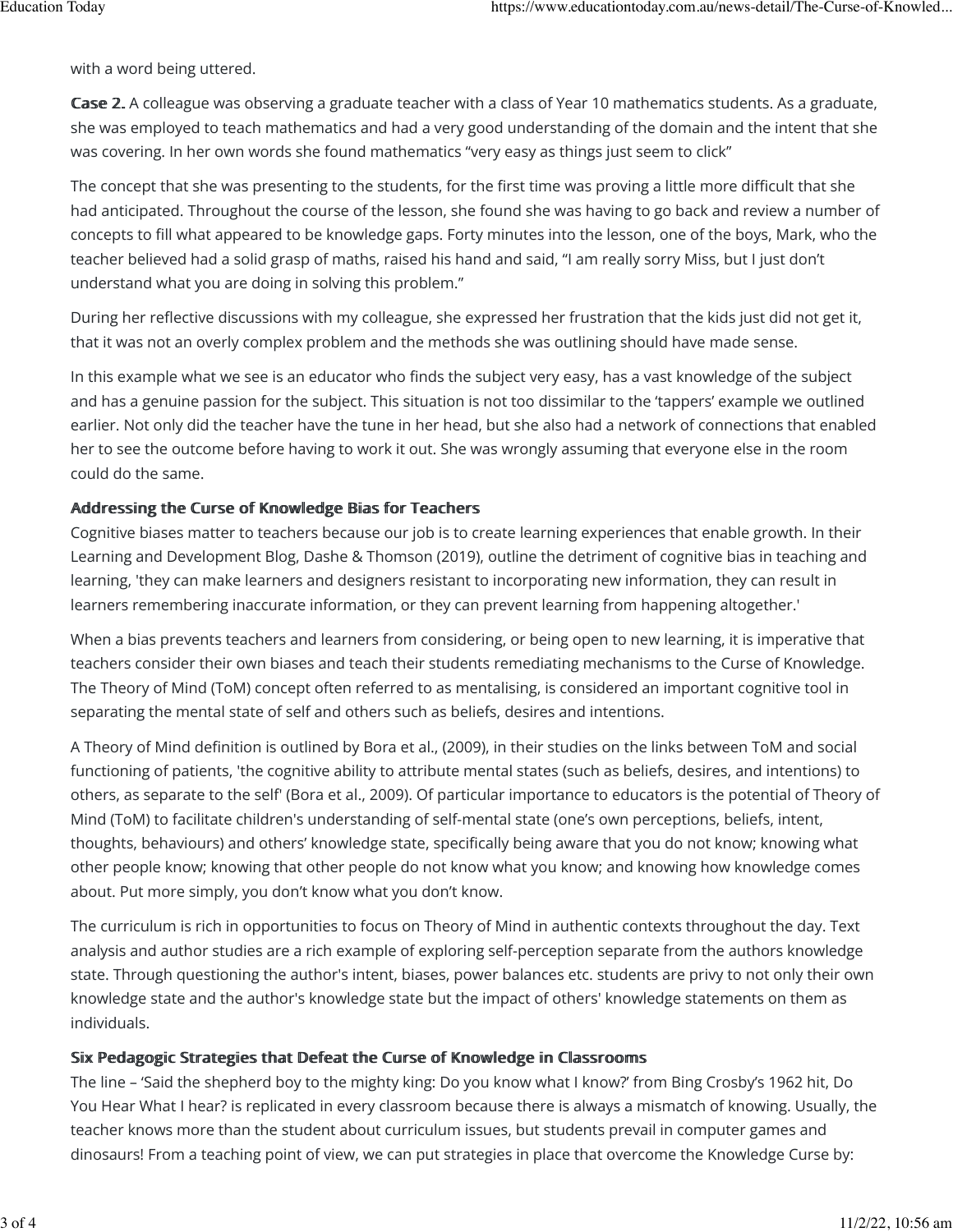with a word being uttered.

**Case 2.** A colleague was observing a graduate teacher with a class of Year 10 mathematics students. As a graduate, she was employed to teach mathematics and had a very good understanding of the domain and the intent that she was covering. In her own words she found mathematics "very easy as things just seem to click"

The concept that she was presenting to the students, for the first time was proving a little more difficult that she had anticipated. Throughout the course of the lesson, she found she was having to go back and review a number of concepts to fill what appeared to be knowledge gaps. Forty minutes into the lesson, one of the boys, Mark, who the teacher believed had a solid grasp of maths, raised his hand and said, "I am really sorry Miss, but I just don't understand what you are doing in solving this problem."

During her reflective discussions with my colleague, she expressed her frustration that the kids just did not get it, that it was not an overly complex problem and the methods she was outlining should have made sense.

In this example what we see is an educator who finds the subject very easy, has a vast knowledge of the subject and has a genuine passion for the subject. This situation is not too dissimilar to the 'tappers' example we outlined earlier. Not only did the teacher have the tune in her head, but she also had a network of connections that enabled her to see the outcome before having to work it out. She was wrongly assuming that everyone else in the room could do the same.

### Addressing the Curse of Knowledge Bias for Teachers

Cognitive biases matter to teachers because our job is to create learning experiences that enable growth. In their Learning and Development Blog, Dashe & Thomson (2019), outline the detriment of cognitive bias in teaching and learning, 'they can make learners and designers resistant to incorporating new information, they can result in learners remembering inaccurate information, or they can prevent learning from happening altogether.'

When a bias prevents teachers and learners from considering, or being open to new learning, it is imperative that teachers consider their own biases and teach their students remediating mechanisms to the Curse of Knowledge. The Theory of Mind (ToM) concept often referred to as mentalising, is considered an important cognitive tool in separating the mental state of self and others such as beliefs, desires and intentions.

A Theory of Mind definition is outlined by Bora et al., (2009), in their studies on the links between ToM and social functioning of patients, 'the cognitive ability to attribute mental states (such as beliefs, desires, and intentions) to others, as separate to the self' (Bora et al., 2009). Of particular importance to educators is the potential of Theory of Mind (ToM) to facilitate children's understanding of self-mental state (one's own perceptions, beliefs, intent, thoughts, behaviours) and others' knowledge state, specifically being aware that you do not know; knowing what other people know; knowing that other people do not know what you know; and knowing how knowledge comes about. Put more simply, you don't know what you don't know.

The curriculum is rich in opportunities to focus on Theory of Mind in authentic contexts throughout the day. Text analysis and author studies are a rich example of exploring self-perception separate from the authors knowledge state. Through questioning the author's intent, biases, power balances etc. students are privy to not only their own knowledge state and the author's knowledge state but the impact of others' knowledge statements on them as individuals.

### Six Pedagogic Strategies that Defeat the Curse of Knowledge in Classrooms

The line – 'Said the shepherd boy to the mighty king: Do you know what I know?' from Bing Crosby's 1962 hit, Do You Hear What I hear? is replicated in every classroom because there is always a mismatch of knowing. Usually, the teacher knows more than the student about curriculum issues, but students prevail in computer games and dinosaurs! From a teaching point of view, we can put strategies in place that overcome the Knowledge Curse by: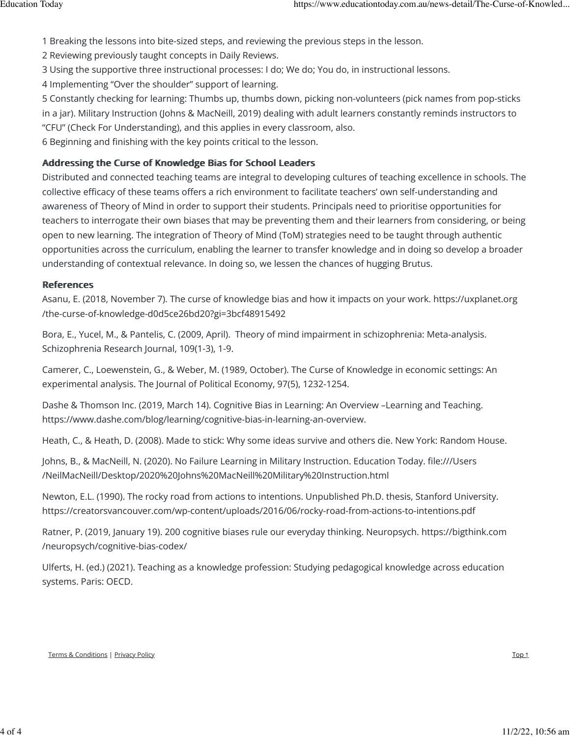1 Breaking the lessons into bite-sized steps, and reviewing the previous steps in the lesson.
2 Reviewing previously taught concepts in Daily Reviews.
3 Using the supportive three instructional processes: I do; We do; You do, in instructional lessons.
4 Implementing "Over the shoulder" support of learning.
5 Constantly checking for learning: Thumbs up, thumbs down, picking non-volunteers (pick names from pop-sticks in a jar). Military Instruction (Johns & MacNeill, 2019) dealing with adult learners constantly reminds instructors to "CFU" (Check For Understanding), and this applies in every classroom, also.
6 Beginning and finishing with the key points critical to the lesson.

### Addressing the Curse of Knowledge Bias for School Leaders

Distributed and connected teaching teams are integral to developing cultures of teaching excellence in schools. The collective efficacy of these teams offers a rich environment to facilitate teachers' own self-understanding and awareness of Theory of Mind in order to support their students. Principals need to prioritise opportunities for teachers to interrogate their own biases that may be preventing them and their learners from considering, or being open to new learning. The integration of Theory of Mind (ToM) strategies need to be taught through authentic opportunities across the curriculum, enabling the learner to transfer knowledge and in doing so develop a broader understanding of contextual relevance. In doing so, we lessen the chances of hugging Brutus.

### References

Asanu, E. (2018, November 7). The curse of knowledge bias and how it impacts on your work. https://uxplanet.org/the-curse-of-knowledge-d0d5ce26bd20?gi=3bcf48915492

Bora, E., Yucel, M., & Pantelis, C. (2009, April). Theory of mind impairment in schizophrenia: Meta-analysis. Schizophrenia Research Journal, 109(1-3), 1-9.

Camerer, C., Loewenstein, G., & Weber, M. (1989, October). The Curse of Knowledge in economic settings: An experimental analysis. The Journal of Political Economy, 97(5), 1232-1254.

Dashe & Thomson Inc. (2019, March 14). Cognitive Bias in Learning: An Overview –Learning and Teaching. https://www.dashe.com/blog/learning/cognitive-bias-in-learning-an-overview.

Heath, C., & Heath, D. (2008). Made to stick: Why some ideas survive and others die. New York: Random House.

Johns, B., & MacNeill, N. (2020). No Failure Learning in Military Instruction. Education Today. file:///Users/NeilMacNeill/Desktop/2020%20Johns%20MacNeill%20Military%20Instruction.html

Newton, E.L. (1990). The rocky road from actions to intentions. Unpublished Ph.D. thesis, Stanford University. https://creatorsvancouver.com/wp-content/uploads/2016/06/rocky-road-from-actions-to-intentions.pdf

Ratner, P. (2019, January 19). 200 cognitive biases rule our everyday thinking. Neuropsych. https://bigthink.com/neuropsych/cognitive-bias-codex/

Ulferts, H. (ed.) (2021). Teaching as a knowledge profession: Studying pedagogical knowledge across education systems. Paris: OECD.

Terms & Conditions | Privacy Policy